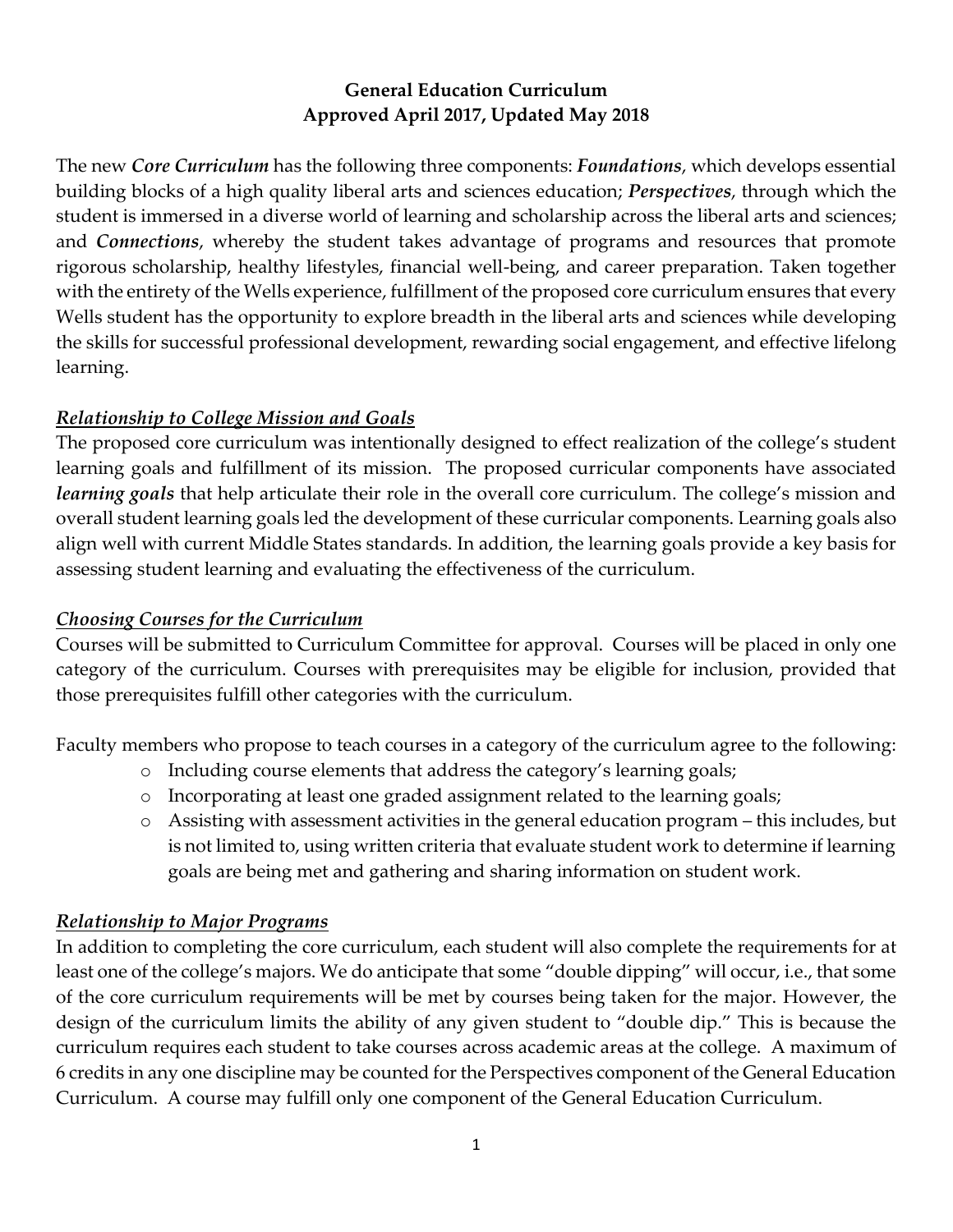# General Education Curriculum
## Approved April 2017, Updated May 2018

The new ***Core Curriculum*** has the following three components: ***Foundations***, which develops essential building blocks of a high quality liberal arts and sciences education; ***Perspectives***, through which the student is immersed in a diverse world of learning and scholarship across the liberal arts and sciences; and ***Connections***, whereby the student takes advantage of programs and resources that promote rigorous scholarship, healthy lifestyles, financial well-being, and career preparation. Taken together with the entirety of the Wells experience, fulfillment of the proposed core curriculum ensures that every Wells student has the opportunity to explore breadth in the liberal arts and sciences while developing the skills for successful professional development, rewarding social engagement, and effective lifelong learning.

### ***Relationship to College Mission and Goals***

The proposed core curriculum was intentionally designed to effect realization of the college's student learning goals and fulfillment of its mission. The proposed curricular components have associated ***learning goals*** that help articulate their role in the overall core curriculum. The college's mission and overall student learning goals led the development of these curricular components. Learning goals also align well with current Middle States standards. In addition, the learning goals provide a key basis for assessing student learning and evaluating the effectiveness of the curriculum.

### ***Choosing Courses for the Curriculum***

Courses will be submitted to Curriculum Committee for approval. Courses will be placed in only one category of the curriculum. Courses with prerequisites may be eligible for inclusion, provided that those prerequisites fulfill other categories with the curriculum.

Faculty members who propose to teach courses in a category of the curriculum agree to the following:

- Including course elements that address the category's learning goals;
- Incorporating at least one graded assignment related to the learning goals;
- Assisting with assessment activities in the general education program – this includes, but is not limited to, using written criteria that evaluate student work to determine if learning goals are being met and gathering and sharing information on student work.

### ***Relationship to Major Programs***

In addition to completing the core curriculum, each student will also complete the requirements for at least one of the college's majors. We do anticipate that some "double dipping" will occur, i.e., that some of the core curriculum requirements will be met by courses being taken for the major. However, the design of the curriculum limits the ability of any given student to "double dip." This is because the curriculum requires each student to take courses across academic areas at the college. A maximum of 6 credits in any one discipline may be counted for the Perspectives component of the General Education Curriculum. A course may fulfill only one component of the General Education Curriculum.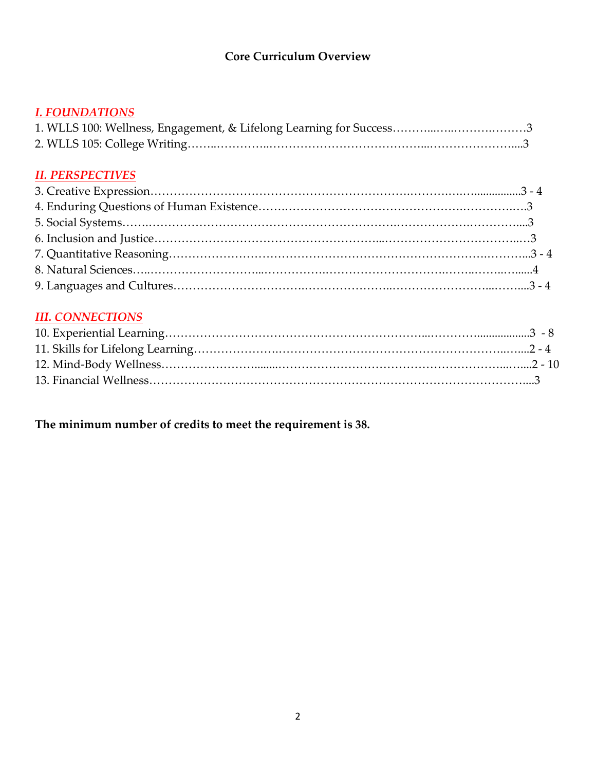**Core Curriculum Overview**

***I. FOUNDATIONS***

1. WLLS 100: Wellness, Engagement, & Lifelong Learning for Success……….…..…….………3
2. WLLS 105: College Writing……..…………..…………………………………..…………………....3

***II. PERSPECTIVES***

3. Creative Expression……………………………………………………….…….….…...............3 - 4
4. Enduring Questions of Human Existence…….…………………………………….…………..….3
5. Social Systems…….………………………………………………….……………….…………....3
6. Inclusion and Justice……………………………………………...……………………………..…3
7. Quantitative Reasoning………………………………………………………………….………...3 - 4
8. Natural Sciences…..………………………...……………..………………………….…….…….…......4
9. Languages and Cultures…………………………….…………………..…………………...……....3 - 4

***III. CONNECTIONS***

10. Experiential Learning……………………………………………………..…………..................3 - 8
11. Skills for Lifelong Learning…………………….…………………………………………..…....2 - 4
12. Mind-Body Wellness…………………........………………………………………………...…...2 - 10
13. Financial Wellness……………………………………………………………………………....3

**The minimum number of credits to meet the requirement is 38.**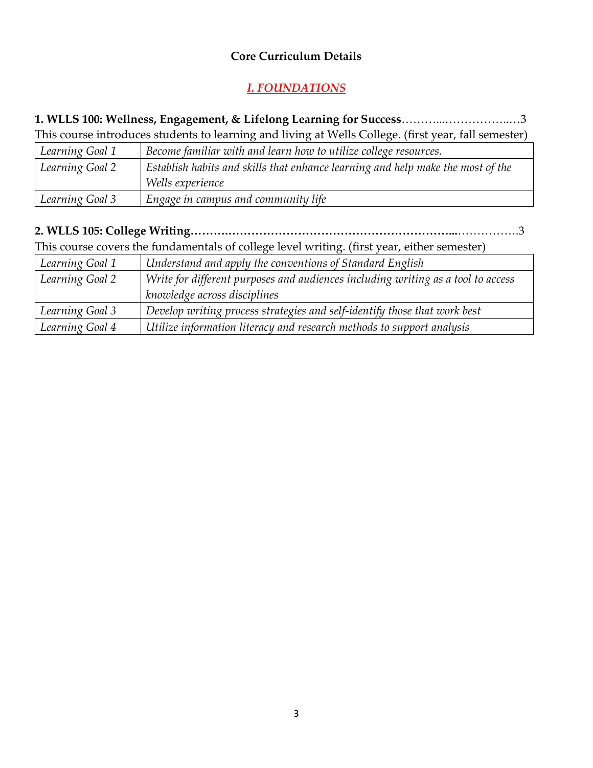## Core Curriculum Details

### *I. FOUNDATIONS*

**1. WLLS 100: Wellness, Engagement, & Lifelong Learning for Success**………..……………..….3

This course introduces students to learning and living at Wells College. (first year, fall semester)

| | |
|---|---|
| *Learning Goal 1* | *Become familiar with and learn how to utilize college resources.* |
| *Learning Goal 2* | *Establish habits and skills that enhance learning and help make the most of the Wells experience* |
| *Learning Goal 3* | *Engage in campus and community life* |

**2. WLLS 105: College Writing**……….…………………………………………………...…………….3

This course covers the fundamentals of college level writing. (first year, either semester)

| | |
|---|---|
| *Learning Goal 1* | *Understand and apply the conventions of Standard English* |
| *Learning Goal 2* | *Write for different purposes and audiences including writing as a tool to access knowledge across disciplines* |
| *Learning Goal 3* | *Develop writing process strategies and self-identify those that work best* |
| *Learning Goal 4* | *Utilize information literacy and research methods to support analysis* |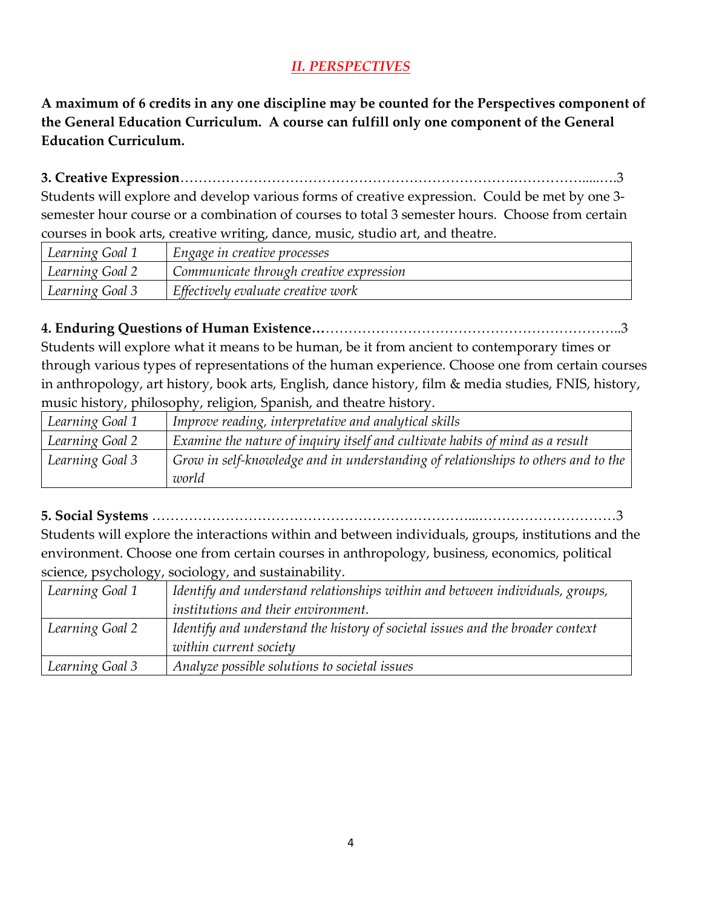## *II. PERSPECTIVES*

**A maximum of 6 credits in any one discipline may be counted for the Perspectives component of the General Education Curriculum. A course can fulfill only one component of the General Education Curriculum.**

**3. Creative Expression**……………………………………………………………….……………......….3

Students will explore and develop various forms of creative expression. Could be met by one 3-semester hour course or a combination of courses to total 3 semester hours. Choose from certain courses in book arts, creative writing, dance, music, studio art, and theatre.

| | |
|---|---|
| *Learning Goal 1* | *Engage in creative processes* |
| *Learning Goal 2* | *Communicate through creative expression* |
| *Learning Goal 3* | *Effectively evaluate creative work* |

**4. Enduring Questions of Human Existence…**………………………………………………………..3

Students will explore what it means to be human, be it from ancient to contemporary times or through various types of representations of the human experience. Choose one from certain courses in anthropology, art history, book arts, English, dance history, film & media studies, FNIS, history, music history, philosophy, religion, Spanish, and theatre history.

| | |
|---|---|
| *Learning Goal 1* | *Improve reading, interpretative and analytical skills* |
| *Learning Goal 2* | *Examine the nature of inquiry itself and cultivate habits of mind as a result* |
| *Learning Goal 3* | *Grow in self-knowledge and in understanding of relationships to others and to the world* |

**5. Social Systems** ………………………………………………………...…………………………3

Students will explore the interactions within and between individuals, groups, institutions and the environment. Choose one from certain courses in anthropology, business, economics, political science, psychology, sociology, and sustainability.

| | |
|---|---|
| *Learning Goal 1* | *Identify and understand relationships within and between individuals, groups, institutions and their environment.* |
| *Learning Goal 2* | *Identify and understand the history of societal issues and the broader context within current society* |
| *Learning Goal 3* | *Analyze possible solutions to societal issues* |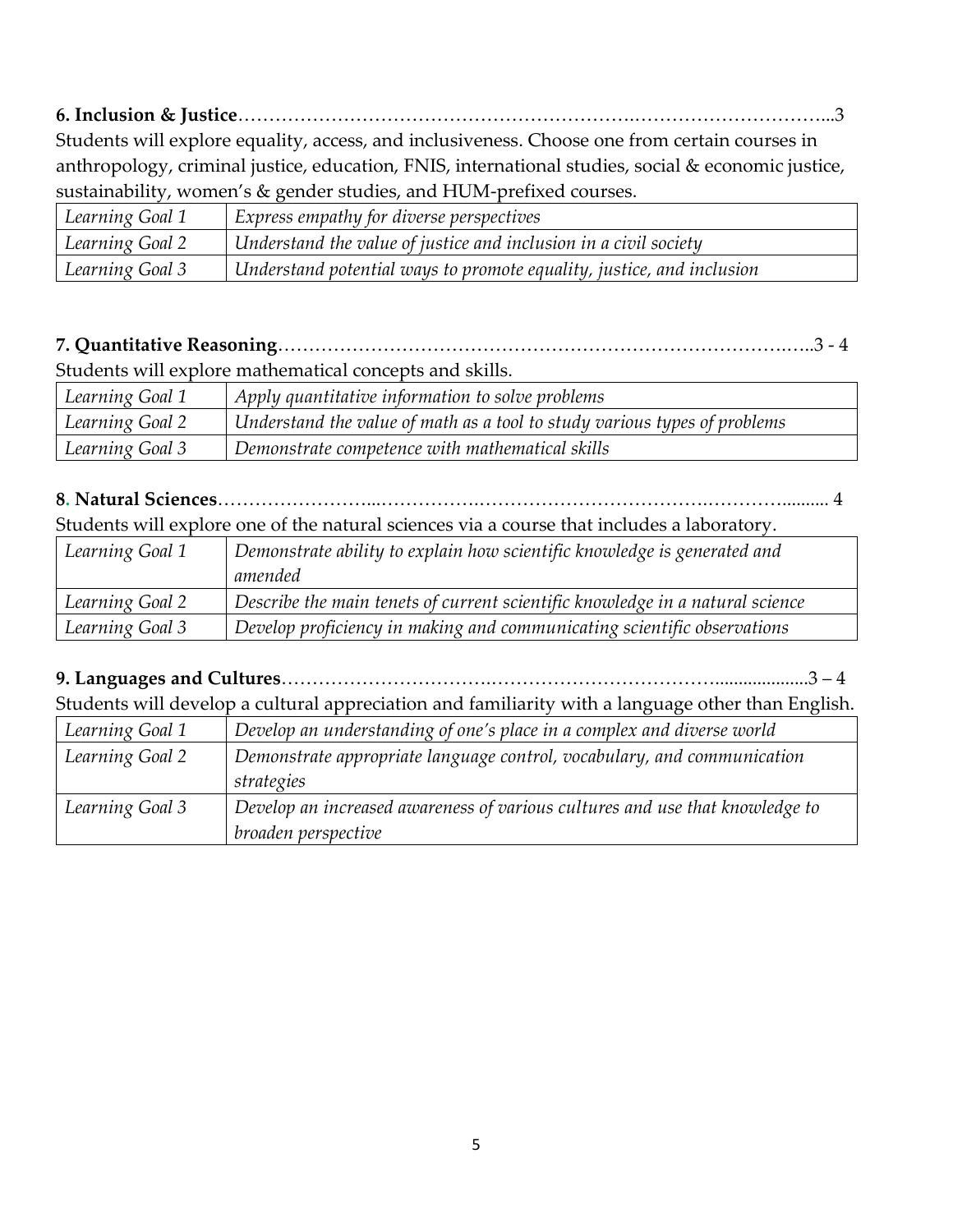**6. Inclusion & Justice**……………………………………………………….…………………………...3

Students will explore equality, access, and inclusiveness. Choose one from certain courses in anthropology, criminal justice, education, FNIS, international studies, social & economic justice, sustainability, women's & gender studies, and HUM-prefixed courses.

| | |
|---|---|
| *Learning Goal 1* | *Express empathy for diverse perspectives* |
| *Learning Goal 2* | *Understand the value of justice and inclusion in a civil society* |
| *Learning Goal 3* | *Understand potential ways to promote equality, justice, and inclusion* |

**7. Quantitative Reasoning**………………………………………………………………………….…..3 - 4

Students will explore mathematical concepts and skills.

| | |
|---|---|
| *Learning Goal 1* | *Apply quantitative information to solve problems* |
| *Learning Goal 2* | *Understand the value of math as a tool to study various types of problems* |
| *Learning Goal 3* | *Demonstrate competence with mathematical skills* |

**8. Natural Sciences**……………………...……………….…………………………………….………….......... 4

Students will explore one of the natural sciences via a course that includes a laboratory.

| | |
|---|---|
| *Learning Goal 1* | *Demonstrate ability to explain how scientific knowledge is generated and amended* |
| *Learning Goal 2* | *Describe the main tenets of current scientific knowledge in a natural science* |
| *Learning Goal 3* | *Develop proficiency in making and communicating scientific observations* |

**9. Languages and Cultures**…………………………….…………………………………...................3 – 4

Students will develop a cultural appreciation and familiarity with a language other than English.

| | |
|---|---|
| *Learning Goal 1* | *Develop an understanding of one's place in a complex and diverse world* |
| *Learning Goal 2* | *Demonstrate appropriate language control, vocabulary, and communication strategies* |
| *Learning Goal 3* | *Develop an increased awareness of various cultures and use that knowledge to broaden perspective* |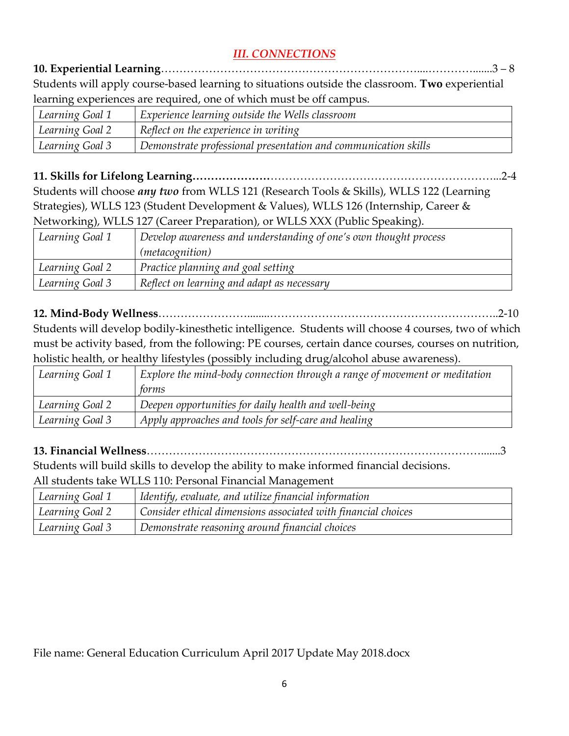## *III. CONNECTIONS*

**10. Experiential Learning**……………………………………………………………....…………........3 – 8

Students will apply course-based learning to situations outside the classroom. **Two** experiential learning experiences are required, one of which must be off campus.

| | |
|---|---|
| *Learning Goal 1* | *Experience learning outside the Wells classroom* |
| *Learning Goal 2* | *Reflect on the experience in writing* |
| *Learning Goal 3* | *Demonstrate professional presentation and communication skills* |

**11. Skills for Lifelong Learning……………………**……………………………………………………...2-4

Students will choose ***any two*** from WLLS 121 (Research Tools & Skills), WLLS 122 (Learning Strategies), WLLS 123 (Student Development & Values), WLLS 126 (Internship, Career & Networking), WLLS 127 (Career Preparation), or WLLS XXX (Public Speaking).

| | |
|---|---|
| *Learning Goal 1* | *Develop awareness and understanding of one's own thought process (metacognition)* |
| *Learning Goal 2* | *Practice planning and goal setting* |
| *Learning Goal 3* | *Reflect on learning and adapt as necessary* |

**12. Mind-Body Wellness**……………………........…………………………………………………..2-10

Students will develop bodily-kinesthetic intelligence. Students will choose 4 courses, two of which must be activity based, from the following: PE courses, certain dance courses, courses on nutrition, holistic health, or healthy lifestyles (possibly including drug/alcohol abuse awareness).

| | |
|---|---|
| *Learning Goal 1* | *Explore the mind-body connection through a range of movement or meditation forms* |
| *Learning Goal 2* | *Deepen opportunities for daily health and well-being* |
| *Learning Goal 3* | *Apply approaches and tools for self-care and healing* |

**13. Financial Wellness**……………………………………………………………………………......3

Students will build skills to develop the ability to make informed financial decisions.
All students take WLLS 110: Personal Financial Management

| | |
|---|---|
| *Learning Goal 1* | *Identify, evaluate, and utilize financial information* |
| *Learning Goal 2* | *Consider ethical dimensions associated with financial choices* |
| *Learning Goal 3* | *Demonstrate reasoning around financial choices* |

File name: General Education Curriculum April 2017 Update May 2018.docx